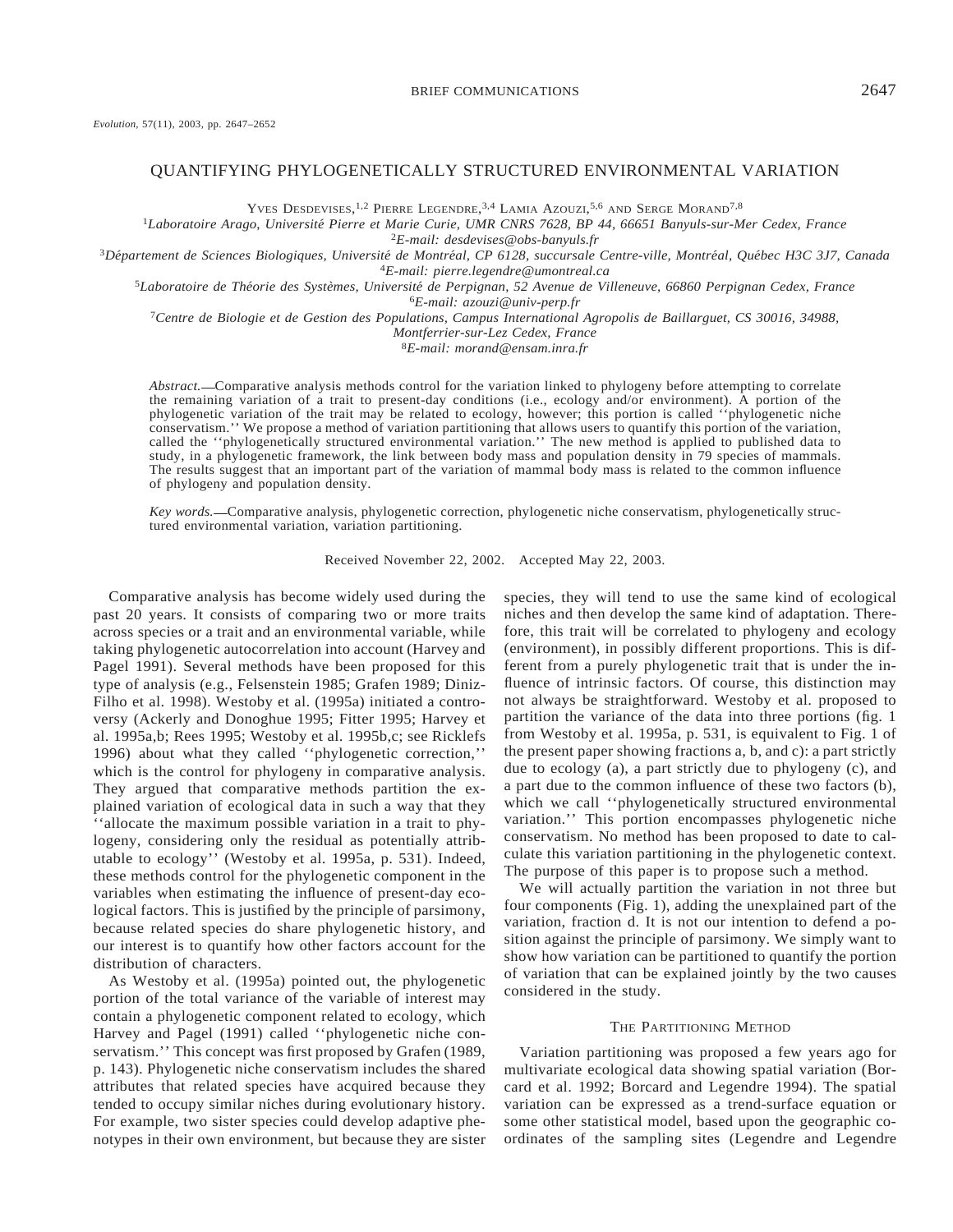*Evolution*, 57(11), 2003, pp. 2647–2652

# QUANTIFYING PHYLOGENETICALLY STRUCTURED ENVIRONMENTAL VARIATION

Yves Desdevises,[1,2] Pierre Legendre,[3,4] Lamia Azouzi,[5,6] and Serge Morand[7,8]

[1]*Laboratoire Arago, Université Pierre et Marie Curie, UMR CNRS 7628, BP 44, 66651 Banyuls-sur-Mer Cedex, France*
[2]*E-mail: desdevises@obs-banyuls.fr*
[3]*Département de Sciences Biologiques, Université de Montréal, CP 6128, succursale Centre-ville, Montréal, Québec H3C 3J7, Canada*
[4]*E-mail: pierre.legendre@umontreal.ca*
[5]*Laboratoire de Théorie des Systèmes, Université de Perpignan, 52 Avenue de Villeneuve, 66860 Perpignan Cedex, France*
[6]*E-mail: azouzi@univ-perp.fr*
[7]*Centre de Biologie et de Gestion des Populations, Campus International Agropolis de Baillarguet, CS 30016, 34988, Montferrier-sur-Lez Cedex, France*
[8]*E-mail: morand@ensam.inra.fr*

*Abstract.*—Comparative analysis methods control for the variation linked to phylogeny before attempting to correlate the remaining variation of a trait to present-day conditions (i.e., ecology and/or environment). A portion of the phylogenetic variation of the trait may be related to ecology, however; this portion is called ''phylogenetic niche conservatism.'' We propose a method of variation partitioning that allows users to quantify this portion of the variation, called the ''phylogenetically structured environmental variation.'' The new method is applied to published data to study, in a phylogenetic framework, the link between body mass and population density in 79 species of mammals. The results suggest that an important part of the variation of mammal body mass is related to the common influence of phylogeny and population density.

*Key words.*—Comparative analysis, phylogenetic correction, phylogenetic niche conservatism, phylogenetically structured environmental variation, variation partitioning.

Received November 22, 2002. Accepted May 22, 2003.

Comparative analysis has become widely used during the past 20 years. It consists of comparing two or more traits across species or a trait and an environmental variable, while taking phylogenetic autocorrelation into account (Harvey and Pagel 1991). Several methods have been proposed for this type of analysis (e.g., Felsenstein 1985; Grafen 1989; Diniz-Filho et al. 1998). Westoby et al. (1995a) initiated a controversy (Ackerly and Donoghue 1995; Fitter 1995; Harvey et al. 1995a,b; Rees 1995; Westoby et al. 1995b,c; see Ricklefs 1996) about what they called ''phylogenetic correction,'' which is the control for phylogeny in comparative analysis. They argued that comparative methods partition the explained variation of ecological data in such a way that they ''allocate the maximum possible variation in a trait to phylogeny, considering only the residual as potentially attributable to ecology'' (Westoby et al. 1995a, p. 531). Indeed, these methods control for the phylogenetic component in the variables when estimating the influence of present-day ecological factors. This is justified by the principle of parsimony, because related species do share phylogenetic history, and our interest is to quantify how other factors account for the distribution of characters.

As Westoby et al. (1995a) pointed out, the phylogenetic portion of the total variance of the variable of interest may contain a phylogenetic component related to ecology, which Harvey and Pagel (1991) called ''phylogenetic niche conservatism.'' This concept was first proposed by Grafen (1989, p. 143). Phylogenetic niche conservatism includes the shared attributes that related species have acquired because they tended to occupy similar niches during evolutionary history. For example, two sister species could develop adaptive phenotypes in their own environment, but because they are sister species, they will tend to use the same kind of ecological niches and then develop the same kind of adaptation. Therefore, this trait will be correlated to phylogeny and ecology (environment), in possibly different proportions. This is different from a purely phylogenetic trait that is under the influence of intrinsic factors. Of course, this distinction may not always be straightforward. Westoby et al. proposed to partition the variance of the data into three portions (fig. 1 from Westoby et al. 1995a, p. 531, is equivalent to Fig. 1 of the present paper showing fractions a, b, and c): a part strictly due to ecology (a), a part strictly due to phylogeny (c), and a part due to the common influence of these two factors (b), which we call ''phylogenetically structured environmental variation.'' This portion encompasses phylogenetic niche conservatism. No method has been proposed to date to calculate this variation partitioning in the phylogenetic context. The purpose of this paper is to propose such a method.

We will actually partition the variation in not three but four components (Fig. 1), adding the unexplained part of the variation, fraction d. It is not our intention to defend a position against the principle of parsimony. We simply want to show how variation can be partitioned to quantify the portion of variation that can be explained jointly by the two causes considered in the study.

## The Partitioning Method

Variation partitioning was proposed a few years ago for multivariate ecological data showing spatial variation (Borcard et al. 1992; Borcard and Legendre 1994). The spatial variation can be expressed as a trend-surface equation or some other statistical model, based upon the geographic coordinates of the sampling sites (Legendre and Legendre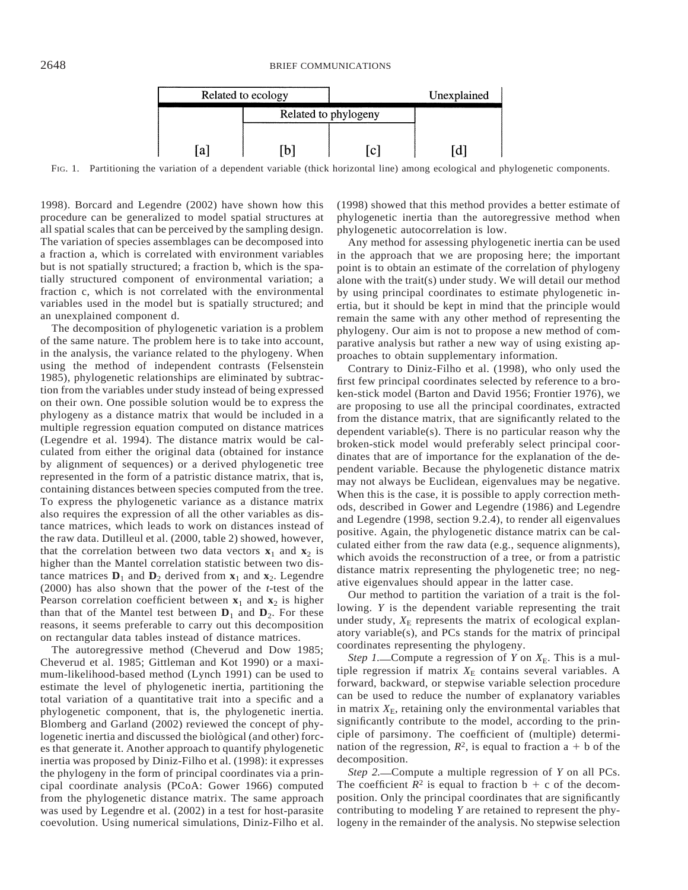| Related to ecology | | | Unexplained |
|---|---|---|---|
| | Related to phylogeny | | |
| [a] | [b] | [c] | [d] |

FIG. 1. Partitioning the variation of a dependent variable (thick horizontal line) among ecological and phylogenetic components.

1998). Borcard and Legendre (2002) have shown how this procedure can be generalized to model spatial structures at all spatial scales that can be perceived by the sampling design. The variation of species assemblages can be decomposed into a fraction a, which is correlated with environment variables but is not spatially structured; a fraction b, which is the spatially structured component of environmental variation; a fraction c, which is not correlated with the environmental variables used in the model but is spatially structured; and an unexplained component d.

The decomposition of phylogenetic variation is a problem of the same nature. The problem here is to take into account, in the analysis, the variance related to the phylogeny. When using the method of independent contrasts (Felsenstein 1985), phylogenetic relationships are eliminated by subtraction from the variables under study instead of being expressed on their own. One possible solution would be to express the phylogeny as a distance matrix that would be included in a multiple regression equation computed on distance matrices (Legendre et al. 1994). The distance matrix would be calculated from either the original data (obtained for instance by alignment of sequences) or a derived phylogenetic tree represented in the form of a patristic distance matrix, that is, containing distances between species computed from the tree. To express the phylogenetic variance as a distance matrix also requires the expression of all the other variables as distance matrices, which leads to work on distances instead of the raw data. Dutilleul et al. (2000, table 2) showed, however, that the correlation between two data vectors $\mathbf{x}_1$ and $\mathbf{x}_2$ is higher than the Mantel correlation statistic between two distance matrices $\mathbf{D}_1$ and $\mathbf{D}_2$ derived from $\mathbf{x}_1$ and $\mathbf{x}_2$. Legendre (2000) has also shown that the power of the *t*-test of the Pearson correlation coefficient between $\mathbf{x}_1$ and $\mathbf{x}_2$ is higher than that of the Mantel test between $\mathbf{D}_1$ and $\mathbf{D}_2$. For these reasons, it seems preferable to carry out this decomposition on rectangular data tables instead of distance matrices.

The autoregressive method (Cheverud and Dow 1985; Cheverud et al. 1985; Gittleman and Kot 1990) or a maximum-likelihood-based method (Lynch 1991) can be used to estimate the level of phylogenetic inertia, partitioning the total variation of a quantitative trait into a specific and a phylogenetic component, that is, the phylogenetic inertia. Blomberg and Garland (2002) reviewed the concept of phylogenetic inertia and discussed the biològical (and other) forces that generate it. Another approach to quantify phylogenetic inertia was proposed by Diniz-Filho et al. (1998): it expresses the phylogeny in the form of principal coordinates via a principal coordinate analysis (PCoA: Gower 1966) computed from the phylogenetic distance matrix. The same approach was used by Legendre et al. (2002) in a test for host-parasite coevolution. Using numerical simulations, Diniz-Filho et al. (1998) showed that this method provides a better estimate of phylogenetic inertia than the autoregressive method when phylogenetic autocorrelation is low.

Any method for assessing phylogenetic inertia can be used in the approach that we are proposing here; the important point is to obtain an estimate of the correlation of phylogeny alone with the trait(s) under study. We will detail our method by using principal coordinates to estimate phylogenetic inertia, but it should be kept in mind that the principle would remain the same with any other method of representing the phylogeny. Our aim is not to propose a new method of comparative analysis but rather a new way of using existing approaches to obtain supplementary information.

Contrary to Diniz-Filho et al. (1998), who only used the first few principal coordinates selected by reference to a broken-stick model (Barton and David 1956; Frontier 1976), we are proposing to use all the principal coordinates, extracted from the distance matrix, that are significantly related to the dependent variable(s). There is no particular reason why the broken-stick model would preferably select principal coordinates that are of importance for the explanation of the dependent variable. Because the phylogenetic distance matrix may not always be Euclidean, eigenvalues may be negative. When this is the case, it is possible to apply correction methods, described in Gower and Legendre (1986) and Legendre and Legendre (1998, section 9.2.4), to render all eigenvalues positive. Again, the phylogenetic distance matrix can be calculated either from the raw data (e.g., sequence alignments), which avoids the reconstruction of a tree, or from a patristic distance matrix representing the phylogenetic tree; no negative eigenvalues should appear in the latter case.

Our method to partition the variation of a trait is the following. *Y* is the dependent variable representing the trait under study, $X_E$ represents the matrix of ecological explanatory variable(s), and PCs stands for the matrix of principal coordinates representing the phylogeny.

*Step 1.*—Compute a regression of *Y* on $X_E$. This is a multiple regression if matrix $X_E$ contains several variables. A forward, backward, or stepwise variable selection procedure can be used to reduce the number of explanatory variables in matrix $X_E$, retaining only the environmental variables that significantly contribute to the model, according to the principle of parsimony. The coefficient of (multiple) determination of the regression, $R^2$, is equal to fraction a + b of the decomposition.

*Step 2.*—Compute a multiple regression of *Y* on all PCs. The coefficient $R^2$ is equal to fraction b + c of the decomposition. Only the principal coordinates that are significantly contributing to modeling *Y* are retained to represent the phylogeny in the remainder of the analysis. No stepwise selection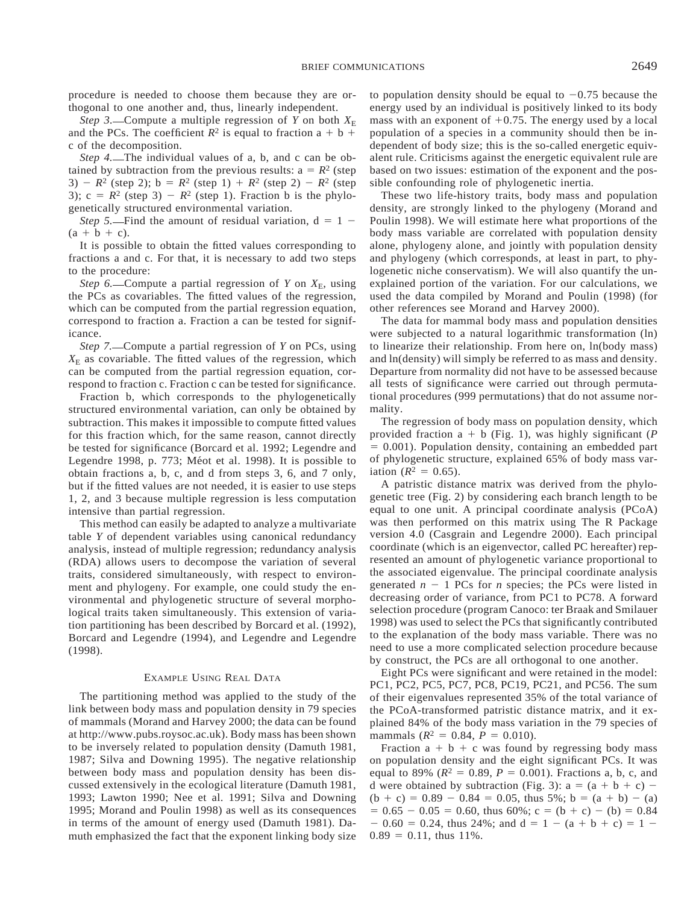procedure is needed to choose them because they are orthogonal to one another and, thus, linearly independent.

*Step 3.*—Compute a multiple regression of $Y$ on both $X_E$ and the PCs. The coefficient $R^2$ is equal to fraction a + b + c of the decomposition.

*Step 4.*—The individual values of a, b, and c can be obtained by subtraction from the previous results: a = $R^2$ (step 3) − $R^2$ (step 2); b = $R^2$ (step 1) + $R^2$ (step 2) − $R^2$ (step 3); c = $R^2$ (step 3) − $R^2$ (step 1). Fraction b is the phylogenetically structured environmental variation.

*Step 5.*—Find the amount of residual variation, d = 1 − (a + b + c).

It is possible to obtain the fitted values corresponding to fractions a and c. For that, it is necessary to add two steps to the procedure:

*Step 6.*—Compute a partial regression of $Y$ on $X_E$, using the PCs as covariables. The fitted values of the regression, which can be computed from the partial regression equation, correspond to fraction a. Fraction a can be tested for significance.

*Step 7.*—Compute a partial regression of $Y$ on PCs, using $X_E$ as covariable. The fitted values of the regression, which can be computed from the partial regression equation, correspond to fraction c. Fraction c can be tested for significance.

Fraction b, which corresponds to the phylogenetically structured environmental variation, can only be obtained by subtraction. This makes it impossible to compute fitted values for this fraction which, for the same reason, cannot directly be tested for significance (Borcard et al. 1992; Legendre and Legendre 1998, p. 773; Méot et al. 1998). It is possible to obtain fractions a, b, c, and d from steps 3, 6, and 7 only, but if the fitted values are not needed, it is easier to use steps 1, 2, and 3 because multiple regression is less computation intensive than partial regression.

This method can easily be adapted to analyze a multivariate table $Y$ of dependent variables using canonical redundancy analysis, instead of multiple regression; redundancy analysis (RDA) allows users to decompose the variation of several traits, considered simultaneously, with respect to environment and phylogeny. For example, one could study the environmental and phylogenetic structure of several morphological traits taken simultaneously. This extension of variation partitioning has been described by Borcard et al. (1992), Borcard and Legendre (1994), and Legendre and Legendre (1998).

## Example Using Real Data

The partitioning method was applied to the study of the link between body mass and population density in 79 species of mammals (Morand and Harvey 2000; the data can be found at http://www.pubs.roysoc.ac.uk). Body mass has been shown to be inversely related to population density (Damuth 1981, 1987; Silva and Downing 1995). The negative relationship between body mass and population density has been discussed extensively in the ecological literature (Damuth 1981, 1993; Lawton 1990; Nee et al. 1991; Silva and Downing 1995; Morand and Poulin 1998) as well as its consequences in terms of the amount of energy used (Damuth 1981). Damuth emphasized the fact that the exponent linking body size to population density should be equal to −0.75 because the energy used by an individual is positively linked to its body mass with an exponent of +0.75. The energy used by a local population of a species in a community should then be independent of body size; this is the so-called energetic equivalent rule. Criticisms against the energetic equivalent rule are based on two issues: estimation of the exponent and the possible confounding role of phylogenetic inertia.

These two life-history traits, body mass and population density, are strongly linked to the phylogeny (Morand and Poulin 1998). We will estimate here what proportions of the body mass variable are correlated with population density alone, phylogeny alone, and jointly with population density and phylogeny (which corresponds, at least in part, to phylogenetic niche conservatism). We will also quantify the unexplained portion of the variation. For our calculations, we used the data compiled by Morand and Poulin (1998) (for other references see Morand and Harvey 2000).

The data for mammal body mass and population densities were subjected to a natural logarithmic transformation (ln) to linearize their relationship. From here on, ln(body mass) and ln(density) will simply be referred to as mass and density. Departure from normality did not have to be assessed because all tests of significance were carried out through permutational procedures (999 permutations) that do not assume normality.

The regression of body mass on population density, which provided fraction a + b (Fig. 1), was highly significant ($P = 0.001$). Population density, containing an embedded part of phylogenetic structure, explained 65% of body mass variation ($R^2 = 0.65$).

A patristic distance matrix was derived from the phylogenetic tree (Fig. 2) by considering each branch length to be equal to one unit. A principal coordinate analysis (PCoA) was then performed on this matrix using The R Package version 4.0 (Casgrain and Legendre 2000). Each principal coordinate (which is an eigenvector, called PC hereafter) represented an amount of phylogenetic variance proportional to the associated eigenvalue. The principal coordinate analysis generated $n - 1$ PCs for $n$ species; the PCs were listed in decreasing order of variance, from PC1 to PC78. A forward selection procedure (program Canoco: ter Braak and Smilauer 1998) was used to select the PCs that significantly contributed to the explanation of the body mass variable. There was no need to use a more complicated selection procedure because by construct, the PCs are all orthogonal to one another.

Eight PCs were significant and were retained in the model: PC1, PC2, PC5, PC7, PC8, PC19, PC21, and PC56. The sum of their eigenvalues represented 35% of the total variance of the PCoA-transformed patristic distance matrix, and it explained 84% of the body mass variation in the 79 species of mammals ($R^2 = 0.84$, $P = 0.010$).

Fraction a + b + c was found by regressing body mass on population density and the eight significant PCs. It was equal to 89% ($R^2 = 0.89$, $P = 0.001$). Fractions a, b, c, and d were obtained by subtraction (Fig. 3): a = (a + b + c) − (b + c) = 0.89 − 0.84 = 0.05, thus 5%; b = (a + b) − (a) = 0.65 − 0.05 = 0.60, thus 60%; c = (b + c) − (b) = 0.84 − 0.60 = 0.24, thus 24%; and d = 1 − (a + b + c) = 1 − 0.89 = 0.11, thus 11%.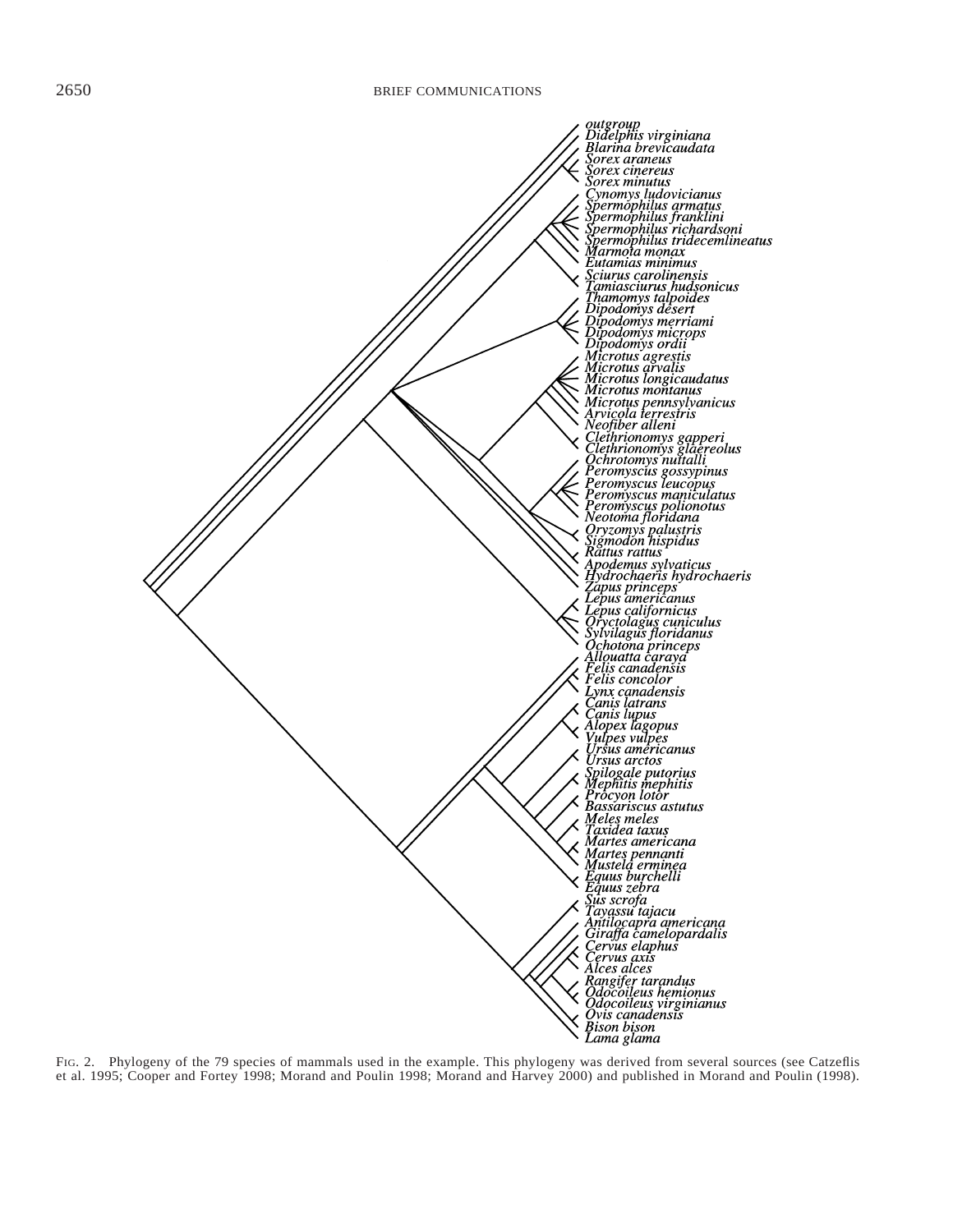FIG. 2. Phylogeny of the 79 species of mammals used in the example. This phylogeny was derived from several sources (see Catzeflis et al. 1995; Cooper and Fortey 1998; Morand and Poulin 1998; Morand and Harvey 2000) and published in Morand and Poulin (1998).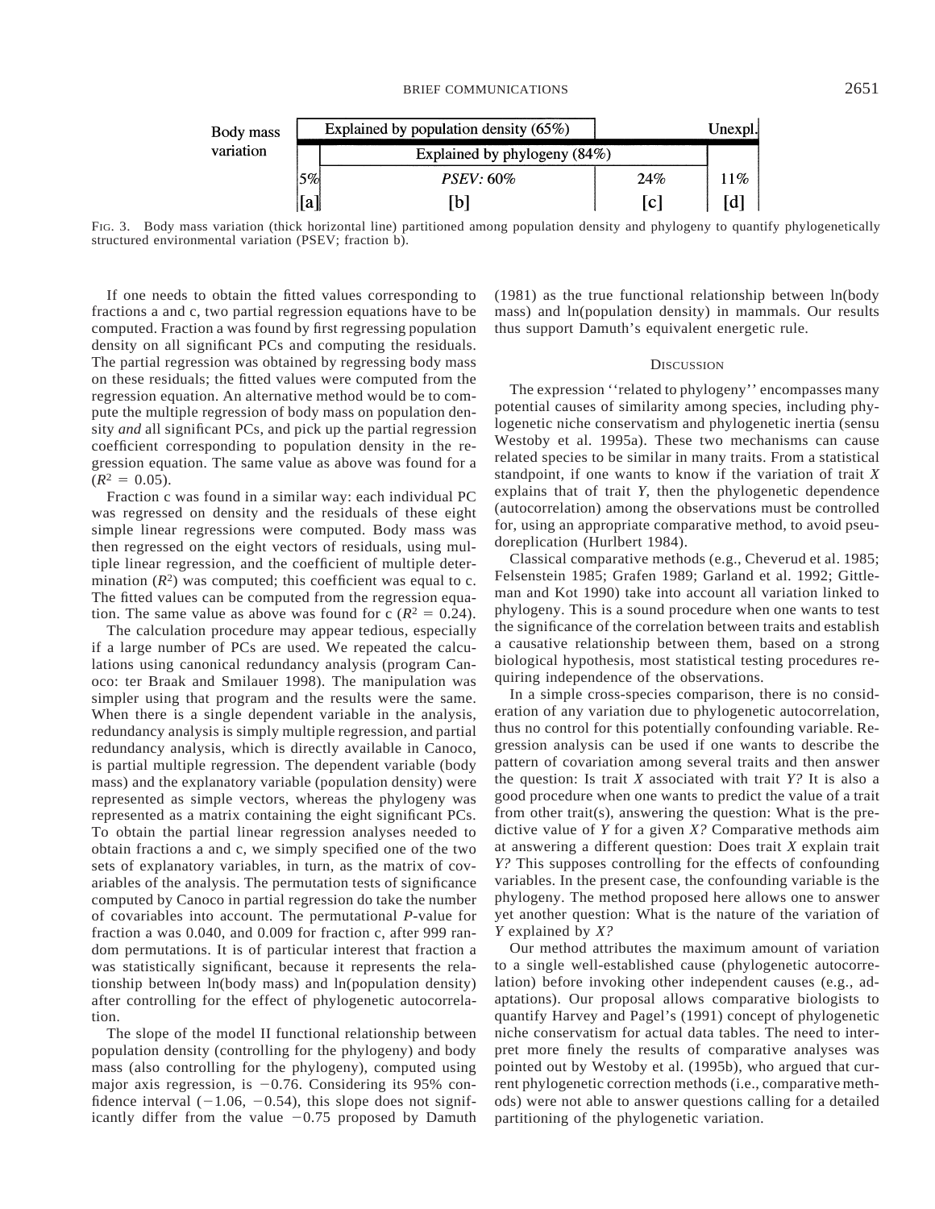Body mass variation

Explained by population density (65%) | Unexpl.

Explained by phylogeny (84%)

5% | *PSEV*: 60% | 24% | 11%

[a] | [b] | [c] | [d]

FIG. 3. Body mass variation (thick horizontal line) partitioned among population density and phylogeny to quantify phylogenetically structured environmental variation (PSEV; fraction b).

If one needs to obtain the fitted values corresponding to fractions a and c, two partial regression equations have to be computed. Fraction a was found by first regressing population density on all significant PCs and computing the residuals. The partial regression was obtained by regressing body mass on these residuals; the fitted values were computed from the regression equation. An alternative method would be to compute the multiple regression of body mass on population density *and* all significant PCs, and pick up the partial regression coefficient corresponding to population density in the regression equation. The same value as above was found for a ($R^2 = 0.05$).

Fraction c was found in a similar way: each individual PC was regressed on density and the residuals of these eight simple linear regressions were computed. Body mass was then regressed on the eight vectors of residuals, using multiple linear regression, and the coefficient of multiple determination ($R^2$) was computed; this coefficient was equal to c. The fitted values can be computed from the regression equation. The same value as above was found for c ($R^2 = 0.24$).

The calculation procedure may appear tedious, especially if a large number of PCs are used. We repeated the calculations using canonical redundancy analysis (program Canoco: ter Braak and Smilauer 1998). The manipulation was simpler using that program and the results were the same. When there is a single dependent variable in the analysis, redundancy analysis is simply multiple regression, and partial redundancy analysis, which is directly available in Canoco, is partial multiple regression. The dependent variable (body mass) and the explanatory variable (population density) were represented as simple vectors, whereas the phylogeny was represented as a matrix containing the eight significant PCs. To obtain the partial linear regression analyses needed to obtain fractions a and c, we simply specified one of the two sets of explanatory variables, in turn, as the matrix of covariables of the analysis. The permutation tests of significance computed by Canoco in partial regression do take the number of covariables into account. The permutational *P*-value for fraction a was 0.040, and 0.009 for fraction c, after 999 random permutations. It is of particular interest that fraction a was statistically significant, because it represents the relationship between ln(body mass) and ln(population density) after controlling for the effect of phylogenetic autocorrelation.

The slope of the model II functional relationship between population density (controlling for the phylogeny) and body mass (also controlling for the phylogeny), computed using major axis regression, is $-0.76$. Considering its 95% confidence interval ($-1.06$, $-0.54$), this slope does not significantly differ from the value $-0.75$ proposed by Damuth (1981) as the true functional relationship between ln(body mass) and ln(population density) in mammals. Our results thus support Damuth's equivalent energetic rule.

## DISCUSSION

The expression ''related to phylogeny'' encompasses many potential causes of similarity among species, including phylogenetic niche conservatism and phylogenetic inertia (sensu Westoby et al. 1995a). These two mechanisms can cause related species to be similar in many traits. From a statistical standpoint, if one wants to know if the variation of trait *X* explains that of trait *Y*, then the phylogenetic dependence (autocorrelation) among the observations must be controlled for, using an appropriate comparative method, to avoid pseudoreplication (Hurlbert 1984).

Classical comparative methods (e.g., Cheverud et al. 1985; Felsenstein 1985; Grafen 1989; Garland et al. 1992; Gittleman and Kot 1990) take into account all variation linked to phylogeny. This is a sound procedure when one wants to test the significance of the correlation between traits and establish a causative relationship between them, based on a strong biological hypothesis, most statistical testing procedures requiring independence of the observations.

In a simple cross-species comparison, there is no consideration of any variation due to phylogenetic autocorrelation, thus no control for this potentially confounding variable. Regression analysis can be used if one wants to describe the pattern of covariation among several traits and then answer the question: Is trait *X* associated with trait *Y?* It is also a good procedure when one wants to predict the value of a trait from other trait(s), answering the question: What is the predictive value of *Y* for a given *X?* Comparative methods aim at answering a different question: Does trait *X* explain trait *Y?* This supposes controlling for the effects of confounding variables. In the present case, the confounding variable is the phylogeny. The method proposed here allows one to answer yet another question: What is the nature of the variation of *Y* explained by *X?*

Our method attributes the maximum amount of variation to a single well-established cause (phylogenetic autocorrelation) before invoking other independent causes (e.g., adaptations). Our proposal allows comparative biologists to quantify Harvey and Pagel's (1991) concept of phylogenetic niche conservatism for actual data tables. The need to interpret more finely the results of comparative analyses was pointed out by Westoby et al. (1995b), who argued that current phylogenetic correction methods (i.e., comparative methods) were not able to answer questions calling for a detailed partitioning of the phylogenetic variation.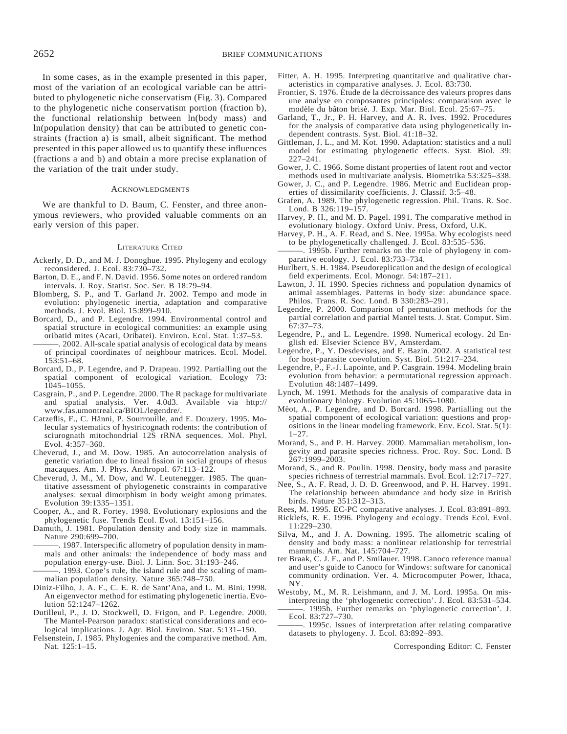In some cases, as in the example presented in this paper, most of the variation of an ecological variable can be attributed to phylogenetic niche conservatism (Fig. 3). Compared to the phylogenetic niche conservatism portion (fraction b), the functional relationship between ln(body mass) and ln(population density) that can be attributed to genetic constraints (fraction a) is small, albeit significant. The method presented in this paper allowed us to quantify these influences (fractions a and b) and obtain a more precise explanation of the variation of the trait under study.

## Acknowledgments

We are thankful to D. Baum, C. Fenster, and three anonymous reviewers, who provided valuable comments on an early version of this paper.

## Literature Cited

Ackerly, D. D., and M. J. Donoghue. 1995. Phylogeny and ecology reconsidered. J. Ecol. 83:730–732.

Barton, D. E., and F. N. David. 1956. Some notes on ordered random intervals. J. Roy. Statist. Soc. Ser. B 18:79–94.

Blomberg, S. P., and T. Garland Jr. 2002. Tempo and mode in evolution: phylogenetic inertia, adaptation and comparative methods. J. Evol. Biol. 15:899–910.

Borcard, D., and P. Legendre. 1994. Environmental control and spatial structure in ecological communities: an example using oribatid mites (Acari, Oribatei). Environ. Ecol. Stat. 1:37–53.

———. 2002. All-scale spatial analysis of ecological data by means of principal coordinates of neighbour matrices. Ecol. Model. 153:51–68.

Borcard, D., P. Legendre, and P. Drapeau. 1992. Partialling out the spatial component of ecological variation. Ecology 73: 1045–1055.

Casgrain, P., and P. Legendre. 2000. The R package for multivariate and spatial analysis. Ver. 4.0d3. Available via http://www.fas.umontreal.ca/BIOL/legendre/.

Catzeflis, F., C. Hänni, P. Sourrouille, and E. Douzery. 1995. Molecular systematics of hystricognath rodents: the contribution of sciurognath mitochondrial 12S rRNA sequences. Mol. Phyl. Evol. 4:357–360.

Cheverud, J., and M. Dow. 1985. An autocorrelation analysis of genetic variation due to lineal fission in social groups of rhesus macaques. Am. J. Phys. Anthropol. 67:113–122.

Cheverud, J. M., M. Dow, and W. Leutenegger. 1985. The quantitative assessment of phylogenetic constraints in comparative analyses: sexual dimorphism in body weight among primates. Evolution 39:1335–1351.

Cooper, A., and R. Fortey. 1998. Evolutionary explosions and the phylogenetic fuse. Trends Ecol. Evol. 13:151–156.

Damuth, J. 1981. Population density and body size in mammals. Nature 290:699–700.

———. 1987. Interspecific allometry of population density in mammals and other animals: the independence of body mass and population energy-use. Biol. J. Linn. Soc. 31:193–246.

———. 1993. Cope's rule, the island rule and the scaling of mammalian population density. Nature 365:748–750.

Diniz-Filho, J. A. F., C. E. R. de Sant'Ana, and L. M. Bini. 1998. An eigenvector method for estimating phylogenetic inertia. Evolution 52:1247–1262.

Dutilleul, P., J. D. Stockwell, D. Frigon, and P. Legendre. 2000. The Mantel-Pearson paradox: statistical considerations and ecological implications. J. Agr. Biol. Environ. Stat. 5:131–150.

Felsenstein, J. 1985. Phylogenies and the comparative method. Am. Nat. 125:1–15.

Fitter, A. H. 1995. Interpreting quantitative and qualitative characteristics in comparative analyses. J. Ecol. 83:730.

Frontier, S. 1976. Étude de la décroissance des valeurs propres dans une analyse en composantes principales: comparaison avec le modèle du bâton brisé. J. Exp. Mar. Biol. Ecol. 25:67–75.

Garland, T., Jr., P. H. Harvey, and A. R. Ives. 1992. Procedures for the analysis of comparative data using phylogenetically independent contrasts. Syst. Biol. 41:18–32.

Gittleman, J. L., and M. Kot. 1990. Adaptation: statistics and a null model for estimating phylogenetic effects. Syst. Biol. 39: 227–241.

Gower, J. C. 1966. Some distant properties of latent root and vector methods used in multivariate analysis. Biometrika 53:325–338.

Gower, J. C., and P. Legendre. 1986. Metric and Euclidean properties of dissimilarity coefficients. J. Classif. 3:5–48.

Grafen, A. 1989. The phylogenetic regression. Phil. Trans. R. Soc. Lond. B 326:119–157.

Harvey, P. H., and M. D. Pagel. 1991. The comparative method in evolutionary biology. Oxford Univ. Press, Oxford, U.K.

Harvey, P. H., A. F. Read, and S. Nee. 1995a. Why ecologists need to be phylogenetically challenged. J. Ecol. 83:535–536.

———. 1995b. Further remarks on the role of phylogeny in comparative ecology. J. Ecol. 83:733–734.

Hurlbert, S. H. 1984. Pseudoreplication and the design of ecological field experiments. Ecol. Monogr. 54:187–211.

Lawton, J. H. 1990. Species richness and population dynamics of animal assemblages. Patterns in body size: abundance space. Philos. Trans. R. Soc. Lond. B 330:283–291.

Legendre, P. 2000. Comparison of permutation methods for the partial correlation and partial Mantel tests. J. Stat. Comput. Sim. 67:37–73.

Legendre, P., and L. Legendre. 1998. Numerical ecology. 2d English ed. Elsevier Science BV, Amsterdam.

Legendre, P., Y. Desdevises, and E. Bazin. 2002. A statistical test for host-parasite coevolution. Syst. Biol. 51:217–234.

Legendre, P., F.-J. Lapointe, and P. Casgrain. 1994. Modeling brain evolution from behavior: a permutational regression approach. Evolution 48:1487–1499.

Lynch, M. 1991. Methods for the analysis of comparative data in evolutionary biology. Evolution 45:1065–1080.

Méot, A., P. Legendre, and D. Borcard. 1998. Partialling out the spatial component of ecological variation: questions and propositions in the linear modeling framework. Env. Ecol. Stat. 5(1): 1–27.

Morand, S., and P. H. Harvey. 2000. Mammalian metabolism, longevity and parasite species richness. Proc. Roy. Soc. Lond. B 267:1999–2003.

Morand, S., and R. Poulin. 1998. Density, body mass and parasite species richness of terrestrial mammals. Evol. Ecol. 12:717–727.

Nee, S., A. F. Read, J. D. D. Greenwood, and P. H. Harvey. 1991. The relationship between abundance and body size in British birds. Nature 351:312–313.

Rees, M. 1995. EC-PC comparative analyses. J. Ecol. 83:891–893.

Ricklefs, R. E. 1996. Phylogeny and ecology. Trends Ecol. Evol. 11:229–230.

Silva, M., and J. A. Downing. 1995. The allometric scaling of density and body mass: a nonlinear relationship for terrestrial mammals. Am. Nat. 145:704–727.

ter Braak, C. J. F., and P. Smilauer. 1998. Canoco reference manual and user's guide to Canoco for Windows: software for canonical community ordination. Ver. 4. Microcomputer Power, Ithaca, NY.

Westoby, M., M. R. Leishmann, and J. M. Lord. 1995a. On misinterpreting the 'phylogenetic correction'. J. Ecol. 83:531–534.

———. 1995b. Further remarks on 'phylogenetic correction'. J. Ecol. 83:727–730.

———. 1995c. Issues of interpretation after relating comparative datasets to phylogeny. J. Ecol. 83:892–893.

Corresponding Editor: C. Fenster